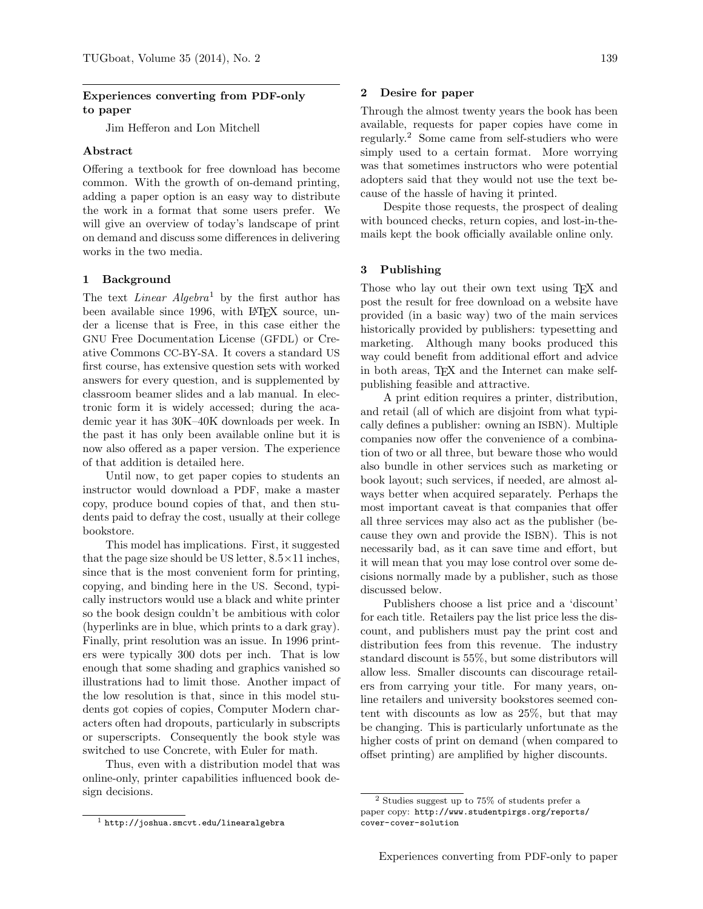# Experiences converting from PDF-only to paper

Jim Hefferon and Lon Mitchell

## Abstract

Offering a textbook for free download has become common. With the growth of on-demand printing, adding a paper option is an easy way to distribute the work in a format that some users prefer. We will give an overview of today's landscape of print on demand and discuss some differences in delivering works in the two media.

## 1 Background

The text *Linear Algebra*[1] by the first author has been available since 1996, with LaTeX source, under a license that is Free, in this case either the GNU Free Documentation License (GFDL) or Creative Commons CC-BY-SA. It covers a standard US first course, has extensive question sets with worked answers for every question, and is supplemented by classroom beamer slides and a lab manual. In electronic form it is widely accessed; during the academic year it has 30K–40K downloads per week. In the past it has only been available online but it is now also offered as a paper version. The experience of that addition is detailed here.

Until now, to get paper copies to students an instructor would download a PDF, make a master copy, produce bound copies of that, and then students paid to defray the cost, usually at their college bookstore.

This model has implications. First, it suggested that the page size should be US letter, 8.5×11 inches, since that is the most convenient form for printing, copying, and binding here in the US. Second, typically instructors would use a black and white printer so the book design couldn't be ambitious with color (hyperlinks are in blue, which prints to a dark gray). Finally, print resolution was an issue. In 1996 printers were typically 300 dots per inch. That is low enough that some shading and graphics vanished so illustrations had to limit those. Another impact of the low resolution is that, since in this model students got copies of copies, Computer Modern characters often had dropouts, particularly in subscripts or superscripts. Consequently the book style was switched to use Concrete, with Euler for math.

Thus, even with a distribution model that was online-only, printer capabilities influenced book design decisions.

[1] `http://joshua.smcvt.edu/linearalgebra`

## 2 Desire for paper

Through the almost twenty years the book has been available, requests for paper copies have come in regularly.[2] Some came from self-studiers who were simply used to a certain format. More worrying was that sometimes instructors who were potential adopters said that they would not use the text because of the hassle of having it printed.

Despite those requests, the prospect of dealing with bounced checks, return copies, and lost-in-the-mails kept the book officially available online only.

## 3 Publishing

Those who lay out their own text using TeX and post the result for free download on a website have provided (in a basic way) two of the main services historically provided by publishers: typesetting and marketing. Although many books produced this way could benefit from additional effort and advice in both areas, TeX and the Internet can make self-publishing feasible and attractive.

A print edition requires a printer, distribution, and retail (all of which are disjoint from what typically defines a publisher: owning an ISBN). Multiple companies now offer the convenience of a combination of two or all three, but beware those who would also bundle in other services such as marketing or book layout; such services, if needed, are almost always better when acquired separately. Perhaps the most important caveat is that companies that offer all three services may also act as the publisher (because they own and provide the ISBN). This is not necessarily bad, as it can save time and effort, but it will mean that you may lose control over some decisions normally made by a publisher, such as those discussed below.

Publishers choose a list price and a 'discount' for each title. Retailers pay the list price less the discount, and publishers must pay the print cost and distribution fees from this revenue. The industry standard discount is 55%, but some distributors will allow less. Smaller discounts can discourage retailers from carrying your title. For many years, online retailers and university bookstores seemed content with discounts as low as 25%, but that may be changing. This is particularly unfortunate as the higher costs of print on demand (when compared to offset printing) are amplified by higher discounts.

[2] Studies suggest up to 75% of students prefer a paper copy: `http://www.studentpirgs.org/reports/cover-cover-solution`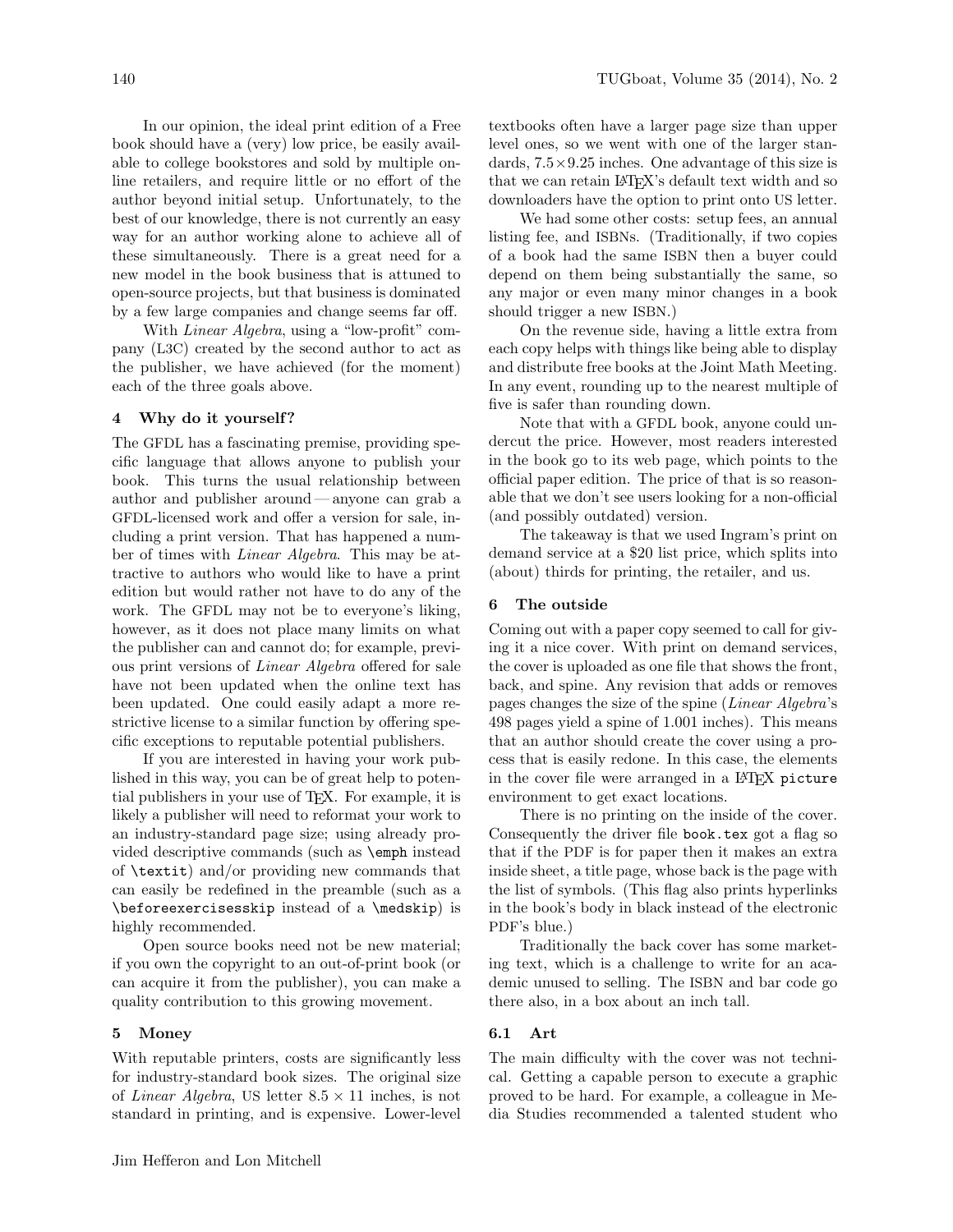In our opinion, the ideal print edition of a Free book should have a (very) low price, be easily available to college bookstores and sold by multiple online retailers, and require little or no effort of the author beyond initial setup. Unfortunately, to the best of our knowledge, there is not currently an easy way for an author working alone to achieve all of these simultaneously. There is a great need for a new model in the book business that is attuned to open-source projects, but that business is dominated by a few large companies and change seems far off.

With *Linear Algebra*, using a "low-profit" company (L3C) created by the second author to act as the publisher, we have achieved (for the moment) each of the three goals above.

## 4 Why do it yourself?

The GFDL has a fascinating premise, providing specific language that allows anyone to publish your book. This turns the usual relationship between author and publisher around — anyone can grab a GFDL-licensed work and offer a version for sale, including a print version. That has happened a number of times with *Linear Algebra*. This may be attractive to authors who would like to have a print edition but would rather not have to do any of the work. The GFDL may not be to everyone's liking, however, as it does not place many limits on what the publisher can and cannot do; for example, previous print versions of *Linear Algebra* offered for sale have not been updated when the online text has been updated. One could easily adapt a more restrictive license to a similar function by offering specific exceptions to reputable potential publishers.

If you are interested in having your work published in this way, you can be of great help to potential publishers in your use of TEX. For example, it is likely a publisher will need to reformat your work to an industry-standard page size; using already provided descriptive commands (such as `\emph` instead of `\textit`) and/or providing new commands that can easily be redefined in the preamble (such as a `\beforeexercisesskip` instead of a `\medskip`) is highly recommended.

Open source books need not be new material; if you own the copyright to an out-of-print book (or can acquire it from the publisher), you can make a quality contribution to this growing movement.

## 5 Money

With reputable printers, costs are significantly less for industry-standard book sizes. The original size of *Linear Algebra*, US letter $8.5 \times 11$ inches, is not standard in printing, and is expensive. Lower-level textbooks often have a larger page size than upper level ones, so we went with one of the larger standards, $7.5 \times 9.25$ inches. One advantage of this size is that we can retain LATEX's default text width and so downloaders have the option to print onto US letter.

We had some other costs: setup fees, an annual listing fee, and ISBNs. (Traditionally, if two copies of a book had the same ISBN then a buyer could depend on them being substantially the same, so any major or even many minor changes in a book should trigger a new ISBN.)

On the revenue side, having a little extra from each copy helps with things like being able to display and distribute free books at the Joint Math Meeting. In any event, rounding up to the nearest multiple of five is safer than rounding down.

Note that with a GFDL book, anyone could undercut the price. However, most readers interested in the book go to its web page, which points to the official paper edition. The price of that is so reasonable that we don't see users looking for a non-official (and possibly outdated) version.

The takeaway is that we used Ingram's print on demand service at a $20 list price, which splits into (about) thirds for printing, the retailer, and us.

## 6 The outside

Coming out with a paper copy seemed to call for giving it a nice cover. With print on demand services, the cover is uploaded as one file that shows the front, back, and spine. Any revision that adds or removes pages changes the size of the spine (*Linear Algebra*'s 498 pages yield a spine of 1.001 inches). This means that an author should create the cover using a process that is easily redone. In this case, the elements in the cover file were arranged in a LATEX `picture` environment to get exact locations.

There is no printing on the inside of the cover. Consequently the driver file `book.tex` got a flag so that if the PDF is for paper then it makes an extra inside sheet, a title page, whose back is the page with the list of symbols. (This flag also prints hyperlinks in the book's body in black instead of the electronic PDF's blue.)

Traditionally the back cover has some marketing text, which is a challenge to write for an academic unused to selling. The ISBN and bar code go there also, in a box about an inch tall.

### 6.1 Art

The main difficulty with the cover was not technical. Getting a capable person to execute a graphic proved to be hard. For example, a colleague in Media Studies recommended a talented student who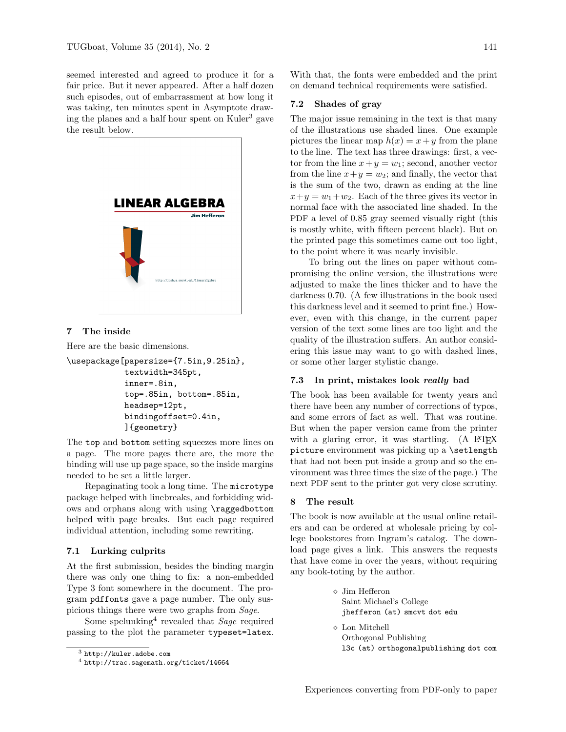seemed interested and agreed to produce it for a fair price. But it never appeared. After a half dozen such episodes, out of embarrassment at how long it was taking, ten minutes spent in Asymptote drawing the planes and a half hour spent on Kuler[3] gave the result below.

LINEAR ALGEBRA

Jim Hefferon

http://joshua.smcvt.edu/linearalgebra

## 7 The inside

Here are the basic dimensions.

```
\usepackage[papersize={7.5in,9.25in},
            textwidth=345pt,
            inner=.8in,
            top=.85in, bottom=.85in,
            headsep=12pt,
            bindingoffset=0.4in,
            ]{geometry}
```

The `top` and `bottom` setting squeezes more lines on a page. The more pages there are, the more the binding will use up page space, so the inside margins needed to be set a little larger.

Repaginating took a long time. The `microtype` package helped with linebreaks, and forbidding widows and orphans along with using `\raggedbottom` helped with page breaks. But each page required individual attention, including some rewriting.

### 7.1 Lurking culprits

At the first submission, besides the binding margin there was only one thing to fix: a non-embedded Type 3 font somewhere in the document. The program `pdffonts` gave a page number. The only suspicious things there were two graphs from *Sage*.

Some spelunking[4] revealed that *Sage* required passing to the plot the parameter `typeset=latex`. With that, the fonts were embedded and the print on demand technical requirements were satisfied.

### 7.2 Shades of gray

The major issue remaining in the text is that many of the illustrations use shaded lines. One example pictures the linear map $h(x) = x + y$ from the plane to the line. The text has three drawings: first, a vector from the line $x + y = w_1$; second, another vector from the line $x + y = w_2$; and finally, the vector that is the sum of the two, drawn as ending at the line $x + y = w_1 + w_2$. Each of the three gives its vector in normal face with the associated line shaded. In the PDF a level of 0.85 gray seemed visually right (this is mostly white, with fifteen percent black). But on the printed page this sometimes came out too light, to the point where it was nearly invisible.

To bring out the lines on paper without compromising the online version, the illustrations were adjusted to make the lines thicker and to have the darkness 0.70. (A few illustrations in the book used this darkness level and it seemed to print fine.) However, even with this change, in the current paper version of the text some lines are too light and the quality of the illustration suffers. An author considering this issue may want to go with dashed lines, or some other larger stylistic change.

### 7.3 In print, mistakes look *really* bad

The book has been available for twenty years and there have been any number of corrections of typos, and some errors of fact as well. That was routine. But when the paper version came from the printer with a glaring error, it was startling. (A LaTeX `picture` environment was picking up a `\setlength` that had not been put inside a group and so the environment was three times the size of the page.) The next PDF sent to the printer got very close scrutiny.

## 8 The result

The book is now available at the usual online retailers and can be ordered at wholesale pricing by college bookstores from Ingram's catalog. The download page gives a link. This answers the requests that have come in over the years, without requiring any book-toting by the author.

◇ Jim Hefferon
Saint Michael's College
`jhefferon (at) smcvt dot edu`

◇ Lon Mitchell
Orthogonal Publishing
`l3c (at) orthogonalpublishing dot com`

---

[3] `http://kuler.adobe.com`

[4] `http://trac.sagemath.org/ticket/14664`